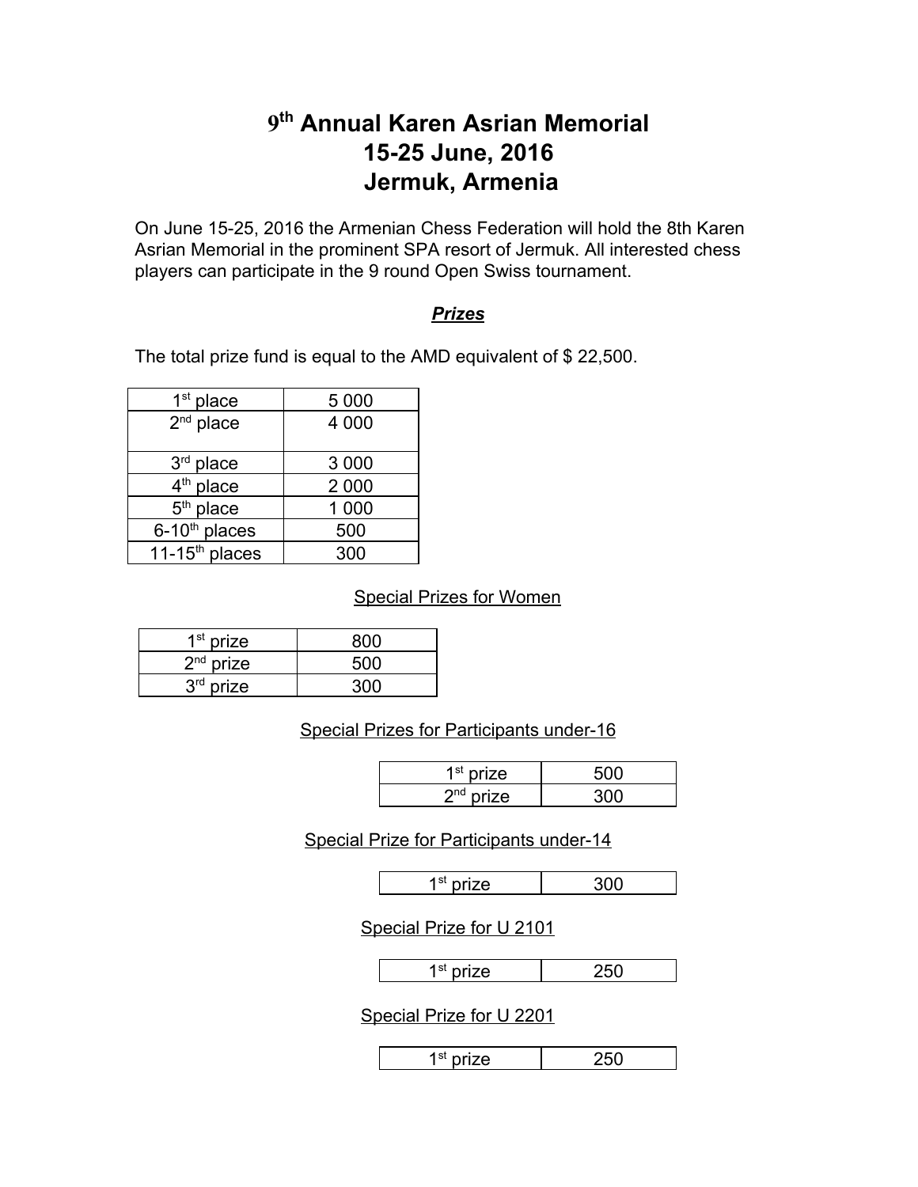# 9th Annual Karen Asrian Memorial
# 15-25 June, 2016
# Jermuk, Armenia

On June 15-25, 2016 the Armenian Chess Federation will hold the 8th Karen Asrian Memorial in the prominent SPA resort of Jermuk. All interested chess players can participate in the 9 round Open Swiss tournament.

## ***Prizes***

The total prize fund is equal to the AMD equivalent of $ 22,500.

| | |
|---|---|
| 1st place | 5 000 |
| 2nd place | 4 000 |
| 3rd place | 3 000 |
| 4th place | 2 000 |
| 5th place | 1 000 |
| 6-10th places | 500 |
| 11-15th places | 300 |

### Special Prizes for Women

| | |
|---|---|
| 1st prize | 800 |
| 2nd prize | 500 |
| 3rd prize | 300 |

### Special Prizes for Participants under-16

| | |
|---|---|
| 1st prize | 500 |
| 2nd prize | 300 |

### Special Prize for Participants under-14

| | |
|---|---|
| 1st prize | 300 |

### Special Prize for U 2101

| | |
|---|---|
| 1st prize | 250 |

### Special Prize for U 2201

| | |
|---|---|
| 1st prize | 250 |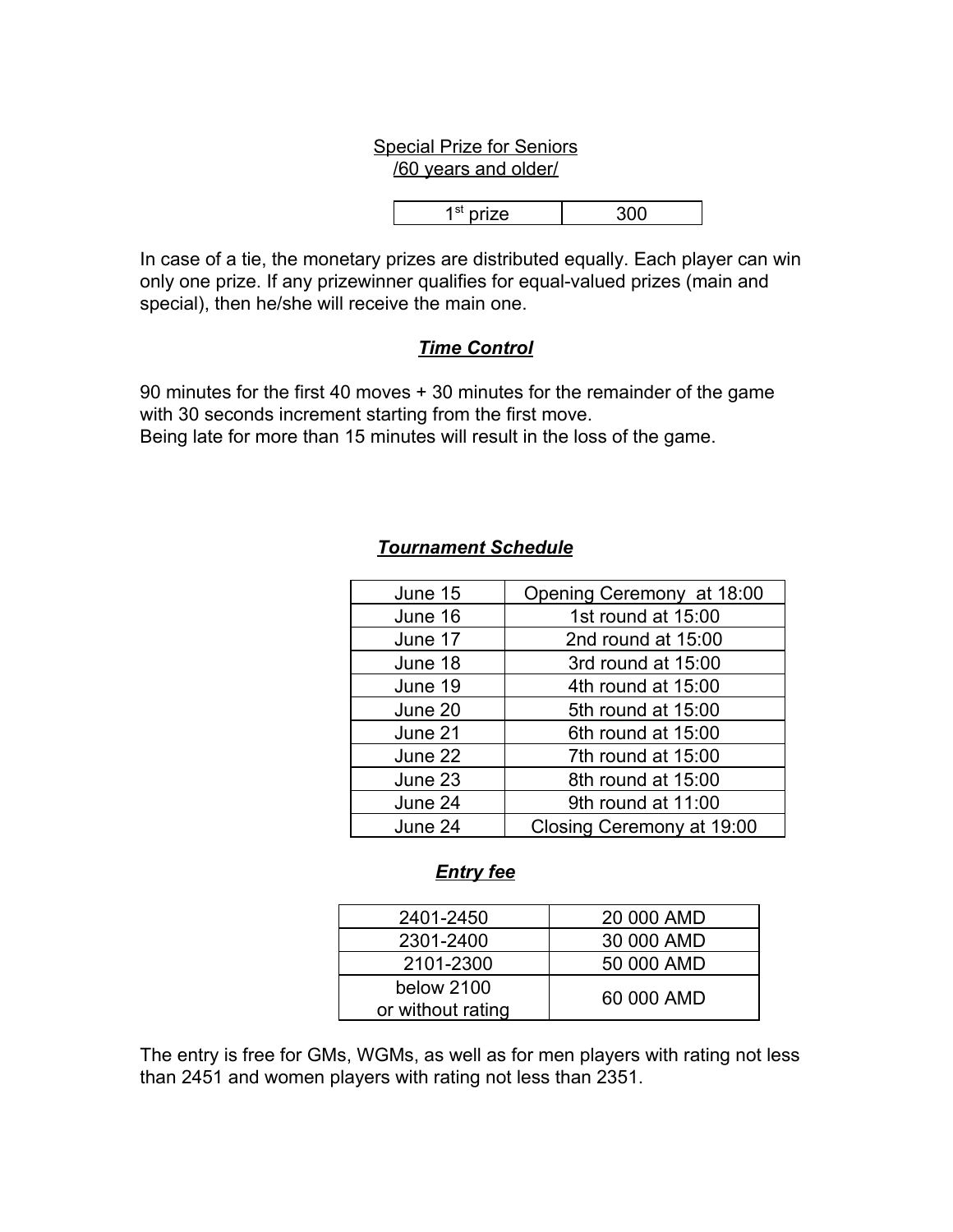Special Prize for Seniors
/60 years and older/

| 1st prize | 300 |
|---|---|

In case of a tie, the monetary prizes are distributed equally. Each player can win only one prize. If any prizewinner qualifies for equal-valued prizes (main and special), then he/she will receive the main one.

## ***Time Control***

90 minutes for the first 40 moves + 30 minutes for the remainder of the game with 30 seconds increment starting from the first move.
Being late for more than 15 minutes will result in the loss of the game.

## ***Tournament Schedule***

| June 15 | Opening Ceremony at 18:00 |
|---|---|
| June 16 | 1st round at 15:00 |
| June 17 | 2nd round at 15:00 |
| June 18 | 3rd round at 15:00 |
| June 19 | 4th round at 15:00 |
| June 20 | 5th round at 15:00 |
| June 21 | 6th round at 15:00 |
| June 22 | 7th round at 15:00 |
| June 23 | 8th round at 15:00 |
| June 24 | 9th round at 11:00 |
| June 24 | Closing Ceremony at 19:00 |

## ***Entry fee***

| 2401-2450 | 20 000 AMD |
|---|---|
| 2301-2400 | 30 000 AMD |
| 2101-2300 | 50 000 AMD |
| below 2100 or without rating | 60 000 AMD |

The entry is free for GMs, WGMs, as well as for men players with rating not less than 2451 and women players with rating not less than 2351.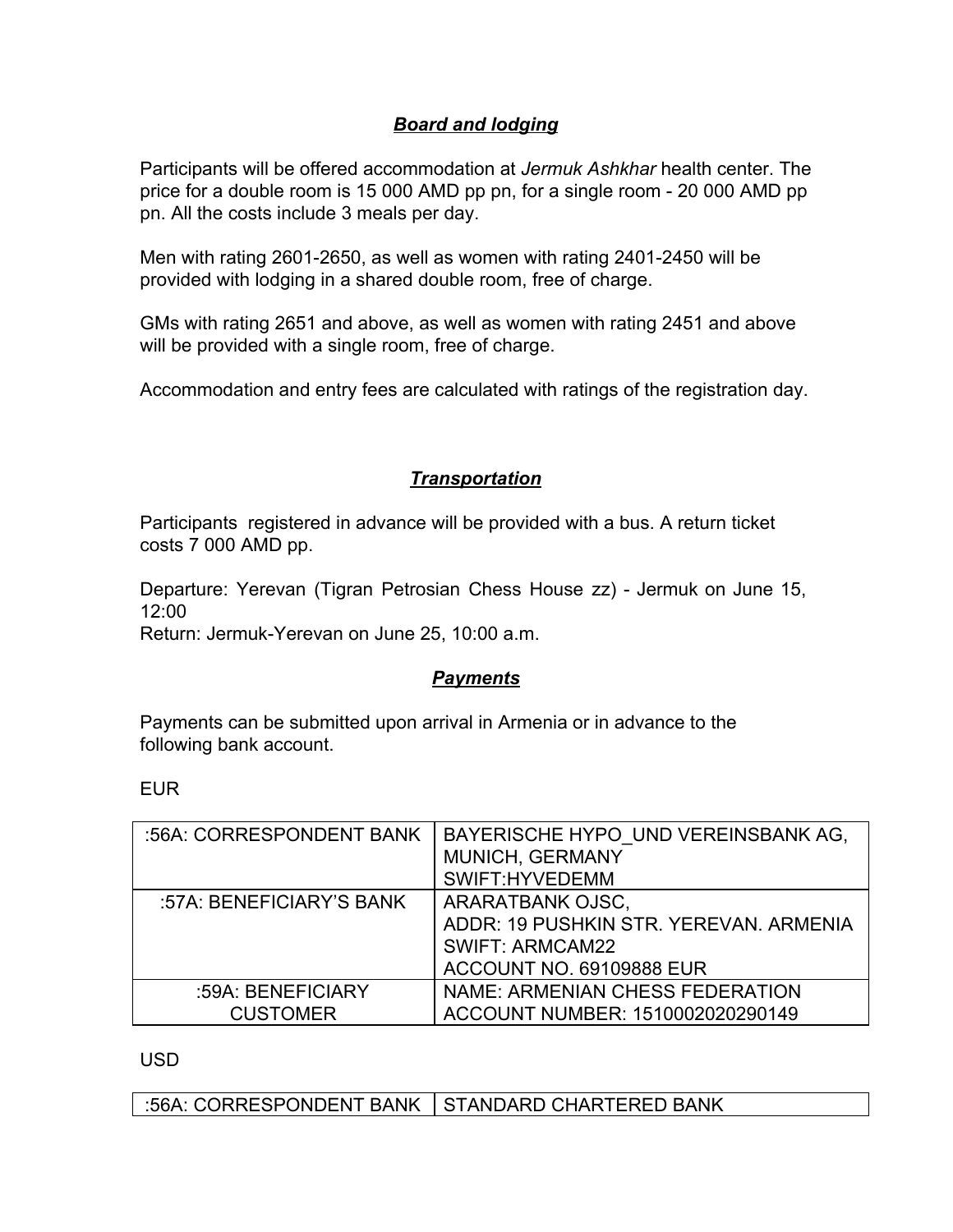## ***Board and lodging***

Participants will be offered accommodation at *Jermuk Ashkhar* health center. The price for a double room is 15 000 AMD pp pn, for a single room - 20 000 AMD pp pn. All the costs include 3 meals per day.

Men with rating 2601-2650, as well as women with rating 2401-2450 will be provided with lodging in a shared double room, free of charge.

GMs with rating 2651 and above, as well as women with rating 2451 and above will be provided with a single room, free of charge.

Accommodation and entry fees are calculated with ratings of the registration day.

## ***Transportation***

Participants registered in advance will be provided with a bus. A return ticket costs 7 000 AMD pp.

Departure: Yerevan (Tigran Petrosian Chess House zz) - Jermuk on June 15, 12:00
Return: Jermuk-Yerevan on June 25, 10:00 a.m.

## ***Payments***

Payments can be submitted upon arrival in Armenia or in advance to the following bank account.

EUR

| :56A: CORRESPONDENT BANK | BAYERISCHE HYPO_UND VEREINSBANK AG, MUNICH, GERMANY SWIFT:HYVEDEMM |
|---|---|
| :57A: BENEFICIARY'S BANK | ARARATBANK OJSC, ADDR: 19 PUSHKIN STR. YEREVAN. ARMENIA SWIFT: ARMCAM22 ACCOUNT NO. 69109888 EUR |
| :59A: BENEFICIARY CUSTOMER | NAME: ARMENIAN CHESS FEDERATION ACCOUNT NUMBER: 1510002020290149 |

USD

| :56A: CORRESPONDENT BANK | STANDARD CHARTERED BANK |
|---|---|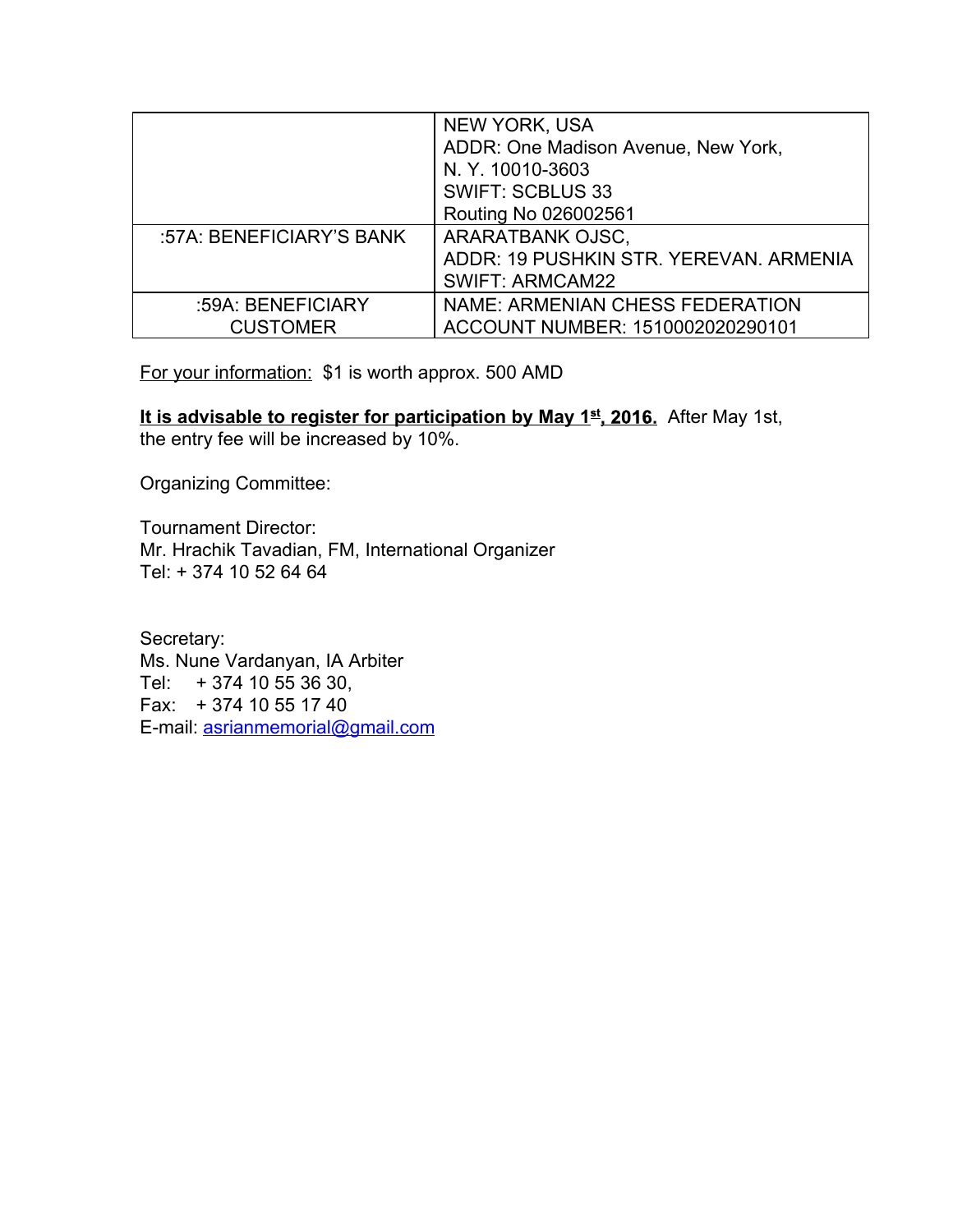| | |
|---|---|
| | NEW YORK, USA<br>ADDR: One Madison Avenue, New York,<br>N. Y. 10010-3603<br>SWIFT: SCBLUS 33<br>Routing No 026002561 |
| :57A: BENEFICIARY'S BANK | ARARATBANK OJSC,<br>ADDR: 19 PUSHKIN STR. YEREVAN. ARMENIA<br>SWIFT: ARMCAM22 |
| :59A: BENEFICIARY CUSTOMER | NAME: ARMENIAN CHESS FEDERATION<br>ACCOUNT NUMBER: 1510002020290101 |

For your information: $1 is worth approx. 500 AMD

**It is advisable to register for participation by May 1st, 2016.** After May 1st, the entry fee will be increased by 10%.

Organizing Committee:

Tournament Director:
Mr. Hrachik Tavadian, FM, International Organizer
Tel: + 374 10 52 64 64

Secretary:
Ms. Nune Vardanyan, IA Arbiter
Tel: + 374 10 55 36 30,
Fax: + 374 10 55 17 40
E-mail: asrianmemorial@gmail.com